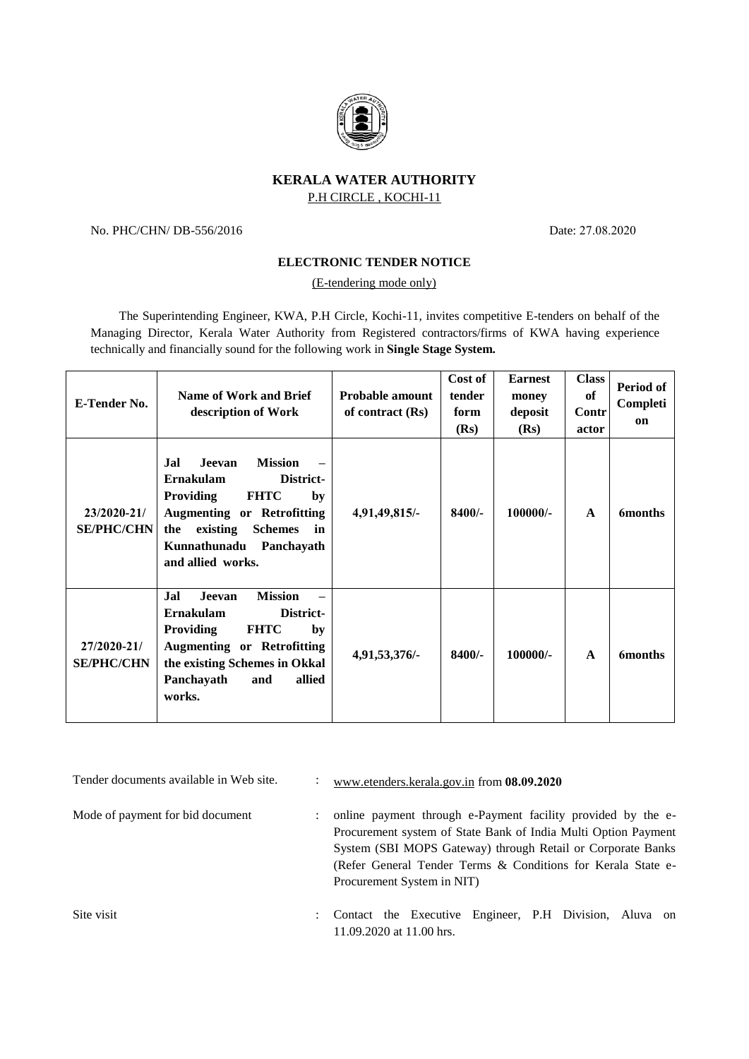# KERALA WATER AUTHORITY

P.H CIRCLE , KOCHI-11

No. PHC/CHN/ DB-556/2016 Date: 27.08.2020

## ELECTRONIC TENDER NOTICE

(E-tendering mode only)

The Superintending Engineer, KWA, P.H Circle, Kochi-11, invites competitive E-tenders on behalf of the Managing Director, Kerala Water Authority from Registered contractors/firms of KWA having experience technically and financially sound for the following work in **Single Stage System.**

| E-Tender No. | Name of Work and Brief description of Work | Probable amount of contract (Rs) | Cost of tender form (Rs) | Earnest money deposit (Rs) | Class of Contractor | Period of Completion |
|---|---|---|---|---|---|---|
| **23/2020-21/ SE/PHC/CHN** | **Jal Jeevan Mission – Ernakulam District- Providing FHTC by Augmenting or Retrofitting the existing Schemes in Kunnathunadu Panchayath and allied works.** | **4,91,49,815/-** | **8400/-** | **100000/-** | **A** | **6months** |
| **27/2020-21/ SE/PHC/CHN** | **Jal Jeevan Mission – Ernakulam District- Providing FHTC by Augmenting or Retrofitting the existing Schemes in Okkal Panchayath and allied works.** | **4,91,53,376/-** | **8400/-** | **100000/-** | **A** | **6months** |

Tender documents available in Web site. : www.etenders.kerala.gov.in from **08.09.2020**

Mode of payment for bid document : online payment through e-Payment facility provided by the e-Procurement system of State Bank of India Multi Option Payment System (SBI MOPS Gateway) through Retail or Corporate Banks (Refer General Tender Terms & Conditions for Kerala State e-Procurement System in NIT)

Site visit : Contact the Executive Engineer, P.H Division, Aluva on 11.09.2020 at 11.00 hrs.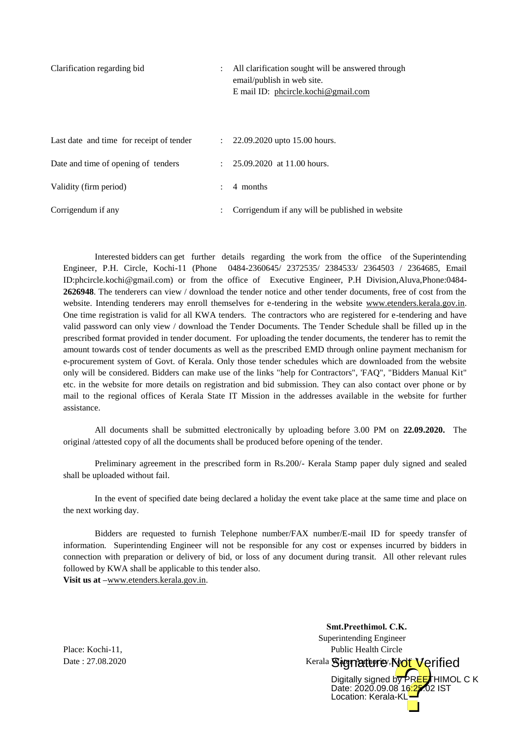| | | |
|---|---|---|
| Clarification regarding bid | : | All clarification sought will be answered through email/publish in web site. E mail ID: phcircle.kochi@gmail.com |
| Last date and time for receipt of tender | : | 22.09.2020 upto 15.00 hours. |
| Date and time of opening of tenders | : | 25.09.2020 at 11.00 hours. |
| Validity (firm period) | : | 4 months |
| Corrigendum if any | : | Corrigendum if any will be published in website |

Interested bidders can get further details regarding the work from the office of the Superintending Engineer, P.H. Circle, Kochi-11 (Phone 0484-2360645/ 2372535/ 2384533/ 2364503 / 2364685, Email ID:phcircle.kochi@gmail.com) or from the office of Executive Engineer, P.H Division,Aluva,Phone:0484-**2626948**. The tenderers can view / download the tender notice and other tender documents, free of cost from the website. Intending tenderers may enroll themselves for e-tendering in the website www.etenders.kerala.gov.in. One time registration is valid for all KWA tenders. The contractors who are registered for e-tendering and have valid password can only view / download the Tender Documents. The Tender Schedule shall be filled up in the prescribed format provided in tender document. For uploading the tender documents, the tenderer has to remit the amount towards cost of tender documents as well as the prescribed EMD through online payment mechanism for e-procurement system of Govt. of Kerala. Only those tender schedules which are downloaded from the website only will be considered. Bidders can make use of the links "help for Contractors", 'FAQ", "Bidders Manual Kit" etc. in the website for more details on registration and bid submission. They can also contact over phone or by mail to the regional offices of Kerala State IT Mission in the addresses available in the website for further assistance.

All documents shall be submitted electronically by uploading before 3.00 PM on **22.09.2020.** The original /attested copy of all the documents shall be produced before opening of the tender.

Preliminary agreement in the prescribed form in Rs.200/- Kerala Stamp paper duly signed and sealed shall be uploaded without fail.

In the event of specified date being declared a holiday the event take place at the same time and place on the next working day.

Bidders are requested to furnish Telephone number/FAX number/E-mail ID for speedy transfer of information. Superintending Engineer will not be responsible for any cost or expenses incurred by bidders in connection with preparation or delivery of bid, or loss of any document during transit. All other relevant rules followed by KWA shall be applicable to this tender also.

**Visit us at** –www.etenders.kerala.gov.in.

**Smt.Preethimol. C.K.**
Superintending Engineer
Public Health Circle
Kerala Water Authority, Kochi

Place: Kochi-11,
Date : 27.08.2020

Signature Not Verified
Digitally signed by PREETHIMOL C K
Date: 2020.09.08 16:25:02 IST
Location: Kerala-KL